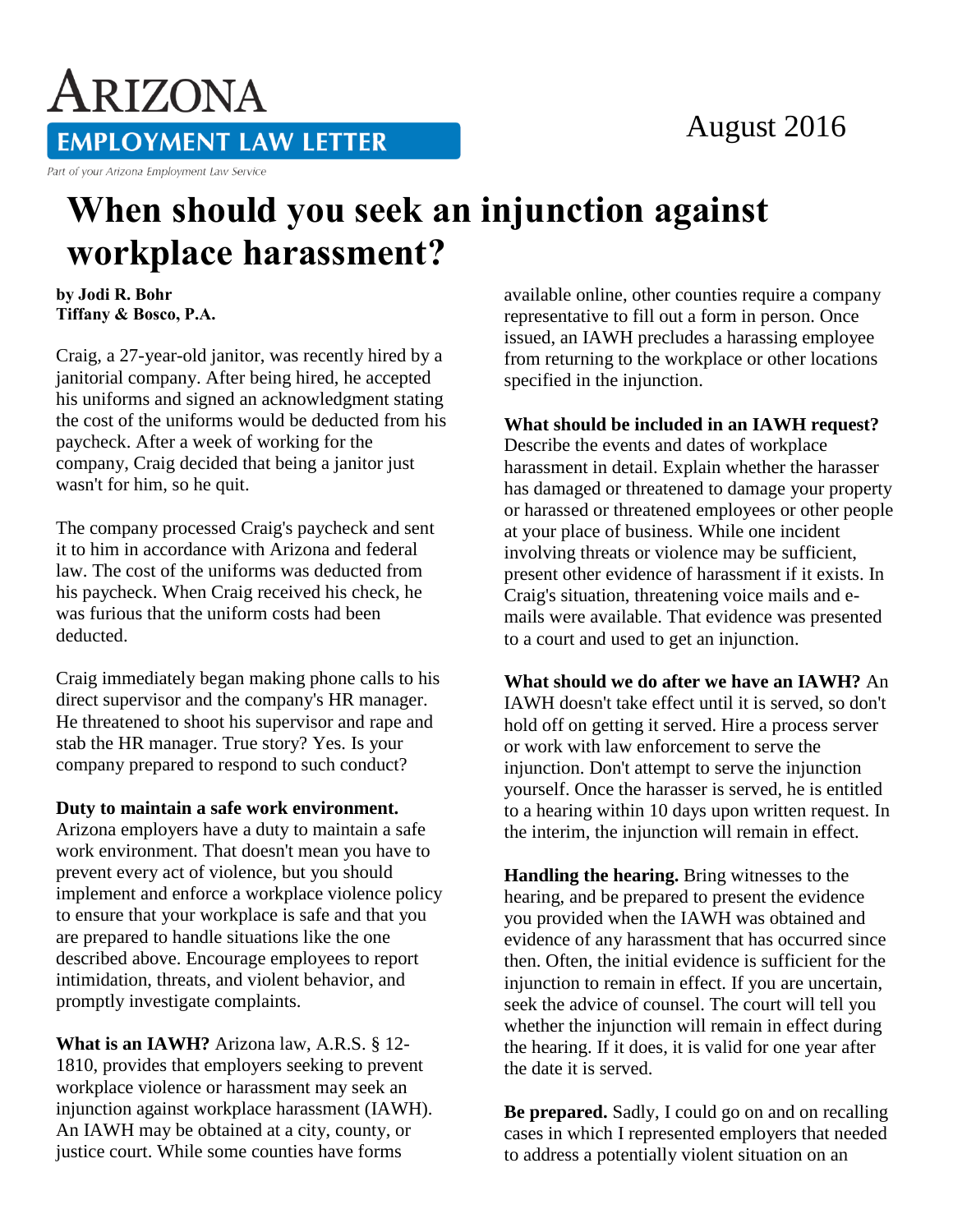# ARIZONA EMPLOYMENT LAW LETTER

Part of your Arizona Employment Law Service

August 2016

# When should you seek an injunction against workplace harassment?

**by Jodi R. Bohr**
**Tiffany & Bosco, P.A.**

Craig, a 27-year-old janitor, was recently hired by a janitorial company. After being hired, he accepted his uniforms and signed an acknowledgment stating the cost of the uniforms would be deducted from his paycheck. After a week of working for the company, Craig decided that being a janitor just wasn't for him, so he quit.

The company processed Craig's paycheck and sent it to him in accordance with Arizona and federal law. The cost of the uniforms was deducted from his paycheck. When Craig received his check, he was furious that the uniform costs had been deducted.

Craig immediately began making phone calls to his direct supervisor and the company's HR manager. He threatened to shoot his supervisor and rape and stab the HR manager. True story? Yes. Is your company prepared to respond to such conduct?

**Duty to maintain a safe work environment.** Arizona employers have a duty to maintain a safe work environment. That doesn't mean you have to prevent every act of violence, but you should implement and enforce a workplace violence policy to ensure that your workplace is safe and that you are prepared to handle situations like the one described above. Encourage employees to report intimidation, threats, and violent behavior, and promptly investigate complaints.

**What is an IAWH?** Arizona law, A.R.S. § 12-1810, provides that employers seeking to prevent workplace violence or harassment may seek an injunction against workplace harassment (IAWH). An IAWH may be obtained at a city, county, or justice court. While some counties have forms available online, other counties require a company representative to fill out a form in person. Once issued, an IAWH precludes a harassing employee from returning to the workplace or other locations specified in the injunction.

**What should be included in an IAWH request?** Describe the events and dates of workplace harassment in detail. Explain whether the harasser has damaged or threatened to damage your property or harassed or threatened employees or other people at your place of business. While one incident involving threats or violence may be sufficient, present other evidence of harassment if it exists. In Craig's situation, threatening voice mails and e-mails were available. That evidence was presented to a court and used to get an injunction.

**What should we do after we have an IAWH?** An IAWH doesn't take effect until it is served, so don't hold off on getting it served. Hire a process server or work with law enforcement to serve the injunction. Don't attempt to serve the injunction yourself. Once the harasser is served, he is entitled to a hearing within 10 days upon written request. In the interim, the injunction will remain in effect.

**Handling the hearing.** Bring witnesses to the hearing, and be prepared to present the evidence you provided when the IAWH was obtained and evidence of any harassment that has occurred since then. Often, the initial evidence is sufficient for the injunction to remain in effect. If you are uncertain, seek the advice of counsel. The court will tell you whether the injunction will remain in effect during the hearing. If it does, it is valid for one year after the date it is served.

**Be prepared.** Sadly, I could go on and on recalling cases in which I represented employers that needed to address a potentially violent situation on an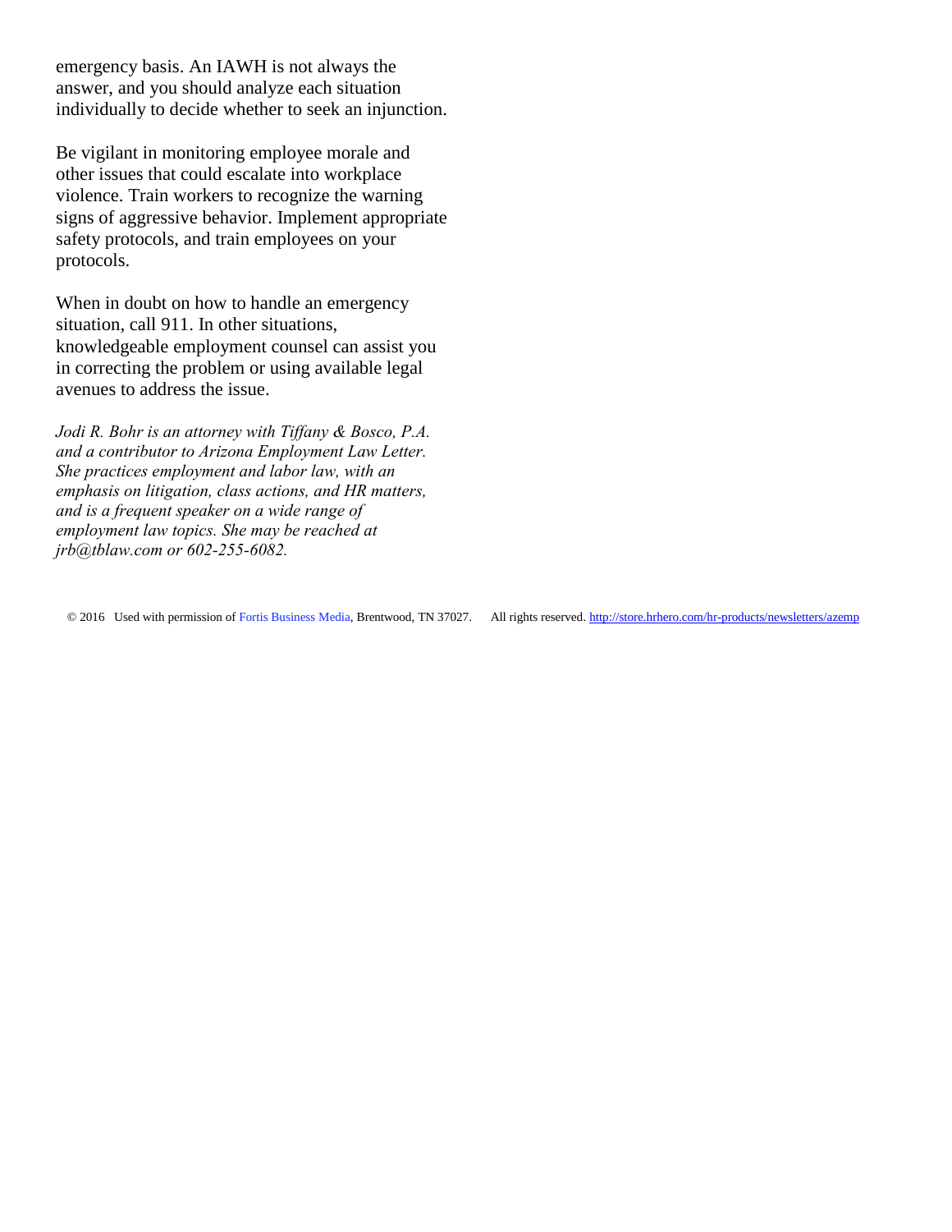emergency basis. An IAWH is not always the answer, and you should analyze each situation individually to decide whether to seek an injunction.

Be vigilant in monitoring employee morale and other issues that could escalate into workplace violence. Train workers to recognize the warning signs of aggressive behavior. Implement appropriate safety protocols, and train employees on your protocols.

When in doubt on how to handle an emergency situation, call 911. In other situations, knowledgeable employment counsel can assist you in correcting the problem or using available legal avenues to address the issue.

*Jodi R. Bohr is an attorney with Tiffany & Bosco, P.A. and a contributor to Arizona Employment Law Letter. She practices employment and labor law, with an emphasis on litigation, class actions, and HR matters, and is a frequent speaker on a wide range of employment law topics. She may be reached at jrb@tblaw.com or 602-255-6082.*

© 2016 Used with permission of Fortis Business Media, Brentwood, TN 37027. All rights reserved. http://store.hrhero.com/hr-products/newsletters/azemp